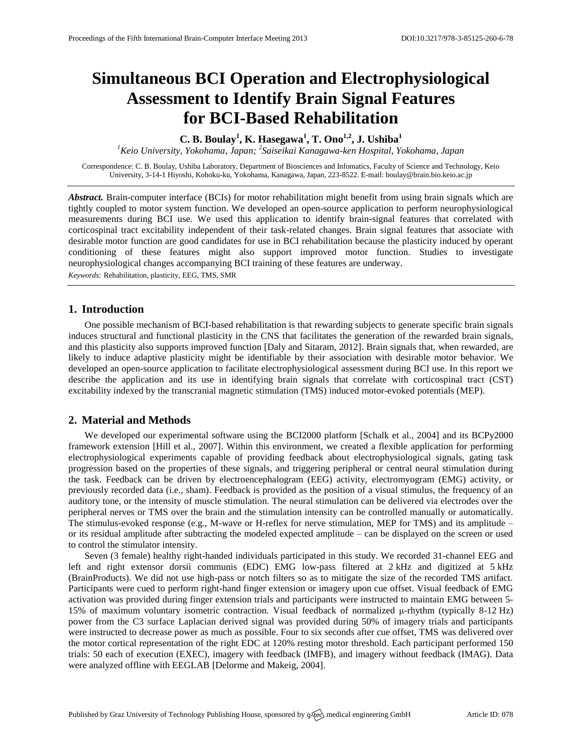# Simultaneous BCI Operation and Electrophysiological Assessment to Identify Brain Signal Features for BCI-Based Rehabilitation

**C. B. Boulay[1], K. Hasegawa[1], T. Ono[1,2], J. Ushiba[1]**

*[1]Keio University, Yokohama, Japan; [2]Saiseikai Kanagawa-ken Hospital, Yokohama, Japan*

Correspondence: C. B. Boulay, Ushiba Laboratory, Department of Biosciences and Infomatics, Faculty of Science and Technology, Keio University, 3-14-1 Hiyoshi, Kohoku-ku, Yokohama, Kanagawa, Japan, 223-8522. E-mail: boulay@brain.bio.keio.ac.jp

***Abstract.*** Brain-computer interface (BCIs) for motor rehabilitation might benefit from using brain signals which are tightly coupled to motor system function. We developed an open-source application to perform neurophysiological measurements during BCI use. We used this application to identify brain-signal features that correlated with corticospinal tract excitability independent of their task-related changes. Brain signal features that associate with desirable motor function are good candidates for use in BCI rehabilitation because the plasticity induced by operant conditioning of these features might also support improved motor function. Studies to investigate neurophysiological changes accompanying BCI training of these features are underway.

*Keywords:* Rehabilitation, plasticity, EEG, TMS, SMR

## 1. Introduction

One possible mechanism of BCI-based rehabilitation is that rewarding subjects to generate specific brain signals induces structural and functional plasticity in the CNS that facilitates the generation of the rewarded brain signals, and this plasticity also supports improved function [Daly and Sitaram, 2012]. Brain signals that, when rewarded, are likely to induce adaptive plasticity might be identifiable by their association with desirable motor behavior. We developed an open-source application to facilitate electrophysiological assessment during BCI use. In this report we describe the application and its use in identifying brain signals that correlate with corticospinal tract (CST) excitability indexed by the transcranial magnetic stimulation (TMS) induced motor-evoked potentials (MEP).

## 2. Material and Methods

We developed our experimental software using the BCI2000 platform [Schalk et al., 2004] and its BCPy2000 framework extension [Hill et al., 2007]. Within this environment, we created a flexible application for performing electrophysiological experiments capable of providing feedback about electrophysiological signals, gating task progression based on the properties of these signals, and triggering peripheral or central neural stimulation during the task. Feedback can be driven by electroencephalogram (EEG) activity, electromyogram (EMG) activity, or previously recorded data (i.e., sham). Feedback is provided as the position of a visual stimulus, the frequency of an auditory tone, or the intensity of muscle stimulation. The neural stimulation can be delivered via electrodes over the peripheral nerves or TMS over the brain and the stimulation intensity can be controlled manually or automatically. The stimulus-evoked response (e.g., M-wave or H-reflex for nerve stimulation, MEP for TMS) and its amplitude – or its residual amplitude after subtracting the modeled expected amplitude – can be displayed on the screen or used to control the stimulator intensity.

Seven (3 female) healthy right-handed individuals participated in this study. We recorded 31-channel EEG and left and right extensor dorsii communis (EDC) EMG low-pass filtered at 2 kHz and digitized at 5 kHz (BrainProducts). We did not use high-pass or notch filters so as to mitigate the size of the recorded TMS artifact. Participants were cued to perform right-hand finger extension or imagery upon cue offset. Visual feedback of EMG activation was provided during finger extension trials and participants were instructed to maintain EMG between 5-15% of maximum voluntary isometric contraction. Visual feedback of normalized μ-rhythm (typically 8-12 Hz) power from the C3 surface Laplacian derived signal was provided during 50% of imagery trials and participants were instructed to decrease power as much as possible. Four to six seconds after cue offset, TMS was delivered over the motor cortical representation of the right EDC at 120% resting motor threshold. Each participant performed 150 trials: 50 each of execution (EXEC), imagery with feedback (IMFB), and imagery without feedback (IMAG). Data were analyzed offline with EEGLAB [Delorme and Makeig, 2004].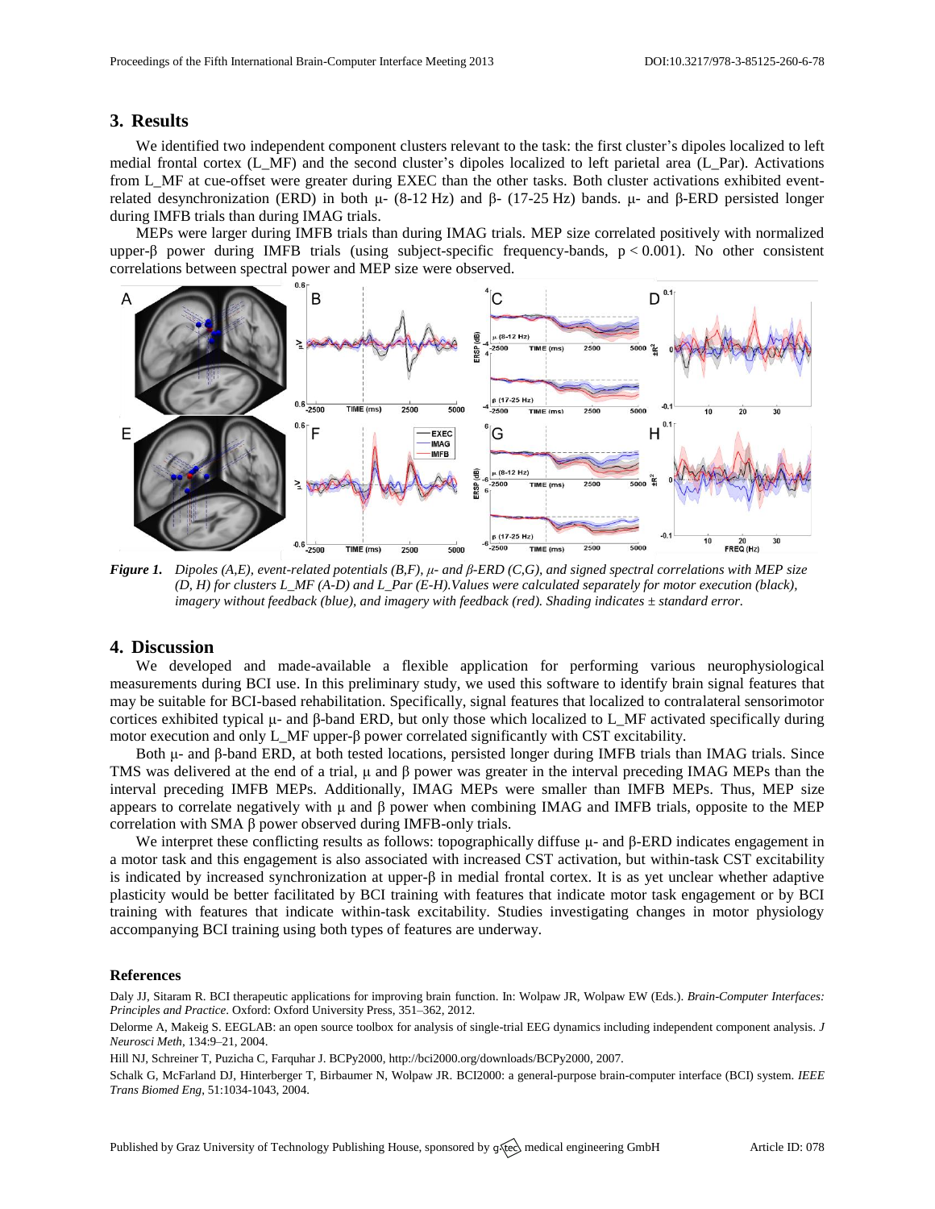## 3. Results

We identified two independent component clusters relevant to the task: the first cluster's dipoles localized to left medial frontal cortex (L_MF) and the second cluster's dipoles localized to left parietal area (L_Par). Activations from L_MF at cue-offset were greater during EXEC than the other tasks. Both cluster activations exhibited event-related desynchronization (ERD) in both μ- (8-12 Hz) and β- (17-25 Hz) bands. μ- and β-ERD persisted longer during IMFB trials than during IMAG trials.

MEPs were larger during IMFB trials than during IMAG trials. MEP size correlated positively with normalized upper-β power during IMFB trials (using subject-specific frequency-bands, $p < 0.001$). No other consistent correlations between spectral power and MEP size were observed.

A
B
0.6
μV
0.6
-2500 TIME (ms) 2500 5000
C
4
ERSP (dB)
μ (8-12 Hz)
-4 -2500 TIME (ms) 2500 5000
4
β (17-25 Hz)
-4 -2500 TIME (ms) 2500 5000
D
0.1
±R²
0
-0.1
10 20 30
E
F
0.6
EXEC
IMAG
IMFB
μV
-0.6
-2500 TIME (ms) 2500 5000
G
6
ERSP (dB)
μ (8-12 Hz)
-6 -2500 TIME (ms) 2500 5000
6
β (17-25 Hz)
-6 -2500 TIME (ms) 2500 5000
H
0.1
±R²
0
-0.1
10 20 30
FREQ (Hz)

***Figure 1.*** *Dipoles (A,E), event-related potentials (B,F), μ- and β-ERD (C,G), and signed spectral correlations with MEP size (D, H) for clusters L_MF (A-D) and L_Par (E-H).Values were calculated separately for motor execution (black), imagery without feedback (blue), and imagery with feedback (red). Shading indicates ± standard error.*

## 4. Discussion

We developed and made-available a flexible application for performing various neurophysiological measurements during BCI use. In this preliminary study, we used this software to identify brain signal features that may be suitable for BCI-based rehabilitation. Specifically, signal features that localized to contralateral sensorimotor cortices exhibited typical μ- and β-band ERD, but only those which localized to L_MF activated specifically during motor execution and only L_MF upper-β power correlated significantly with CST excitability.

Both μ- and β-band ERD, at both tested locations, persisted longer during IMFB trials than IMAG trials. Since TMS was delivered at the end of a trial, μ and β power was greater in the interval preceding IMAG MEPs than the interval preceding IMFB MEPs. Additionally, IMAG MEPs were smaller than IMFB MEPs. Thus, MEP size appears to correlate negatively with μ and β power when combining IMAG and IMFB trials, opposite to the MEP correlation with SMA β power observed during IMFB-only trials.

We interpret these conflicting results as follows: topographically diffuse μ- and β-ERD indicates engagement in a motor task and this engagement is also associated with increased CST activation, but within-task CST excitability is indicated by increased synchronization at upper-β in medial frontal cortex. It is as yet unclear whether adaptive plasticity would be better facilitated by BCI training with features that indicate motor task engagement or by BCI training with features that indicate within-task excitability. Studies investigating changes in motor physiology accompanying BCI training using both types of features are underway.

### References

Daly JJ, Sitaram R. BCI therapeutic applications for improving brain function. In: Wolpaw JR, Wolpaw EW (Eds.). *Brain-Computer Interfaces: Principles and Practice*. Oxford: Oxford University Press, 351–362, 2012.

Delorme A, Makeig S. EEGLAB: an open source toolbox for analysis of single-trial EEG dynamics including independent component analysis. *J Neurosci Meth*, 134:9–21, 2004.

Hill NJ, Schreiner T, Puzicha C, Farquhar J. BCPy2000, http://bci2000.org/downloads/BCPy2000, 2007.

Schalk G, McFarland DJ, Hinterberger T, Birbaumer N, Wolpaw JR. BCI2000: a general-purpose brain-computer interface (BCI) system. *IEEE Trans Biomed Eng*, 51:1034-1043, 2004.